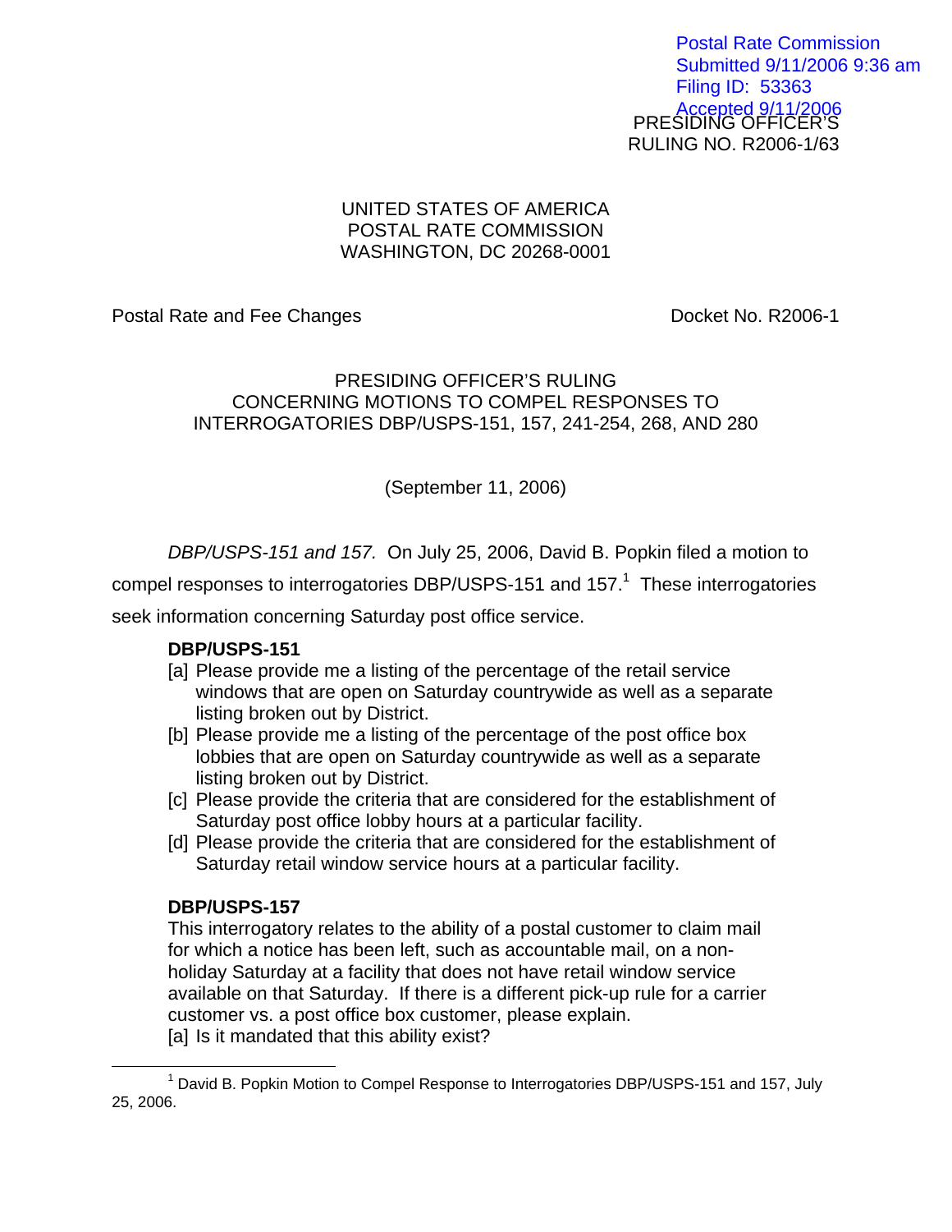Postal Rate Commission
Submitted 9/11/2006 9:36 am
Filing ID: 53363
Accepted 9/11/2006

PRESIDING OFFICER'S
RULING NO. R2006-1/63

UNITED STATES OF AMERICA
POSTAL RATE COMMISSION
WASHINGTON, DC 20268-0001

Postal Rate and Fee Changes — Docket No. R2006-1

PRESIDING OFFICER'S RULING
CONCERNING MOTIONS TO COMPEL RESPONSES TO
INTERROGATORIES DBP/USPS-151, 157, 241-254, 268, AND 280

(September 11, 2006)

*DBP/USPS-151 and 157.* On July 25, 2006, David B. Popkin filed a motion to compel responses to interrogatories DBP/USPS-151 and 157.[1] These interrogatories seek information concerning Saturday post office service.

**DBP/USPS-151**

[a] Please provide me a listing of the percentage of the retail service windows that are open on Saturday countrywide as well as a separate listing broken out by District.

[b] Please provide me a listing of the percentage of the post office box lobbies that are open on Saturday countrywide as well as a separate listing broken out by District.

[c] Please provide the criteria that are considered for the establishment of Saturday post office lobby hours at a particular facility.

[d] Please provide the criteria that are considered for the establishment of Saturday retail window service hours at a particular facility.

**DBP/USPS-157**

This interrogatory relates to the ability of a postal customer to claim mail for which a notice has been left, such as accountable mail, on a non-holiday Saturday at a facility that does not have retail window service available on that Saturday. If there is a different pick-up rule for a carrier customer vs. a post office box customer, please explain.

[a] Is it mandated that this ability exist?

---

[1] David B. Popkin Motion to Compel Response to Interrogatories DBP/USPS-151 and 157, July 25, 2006.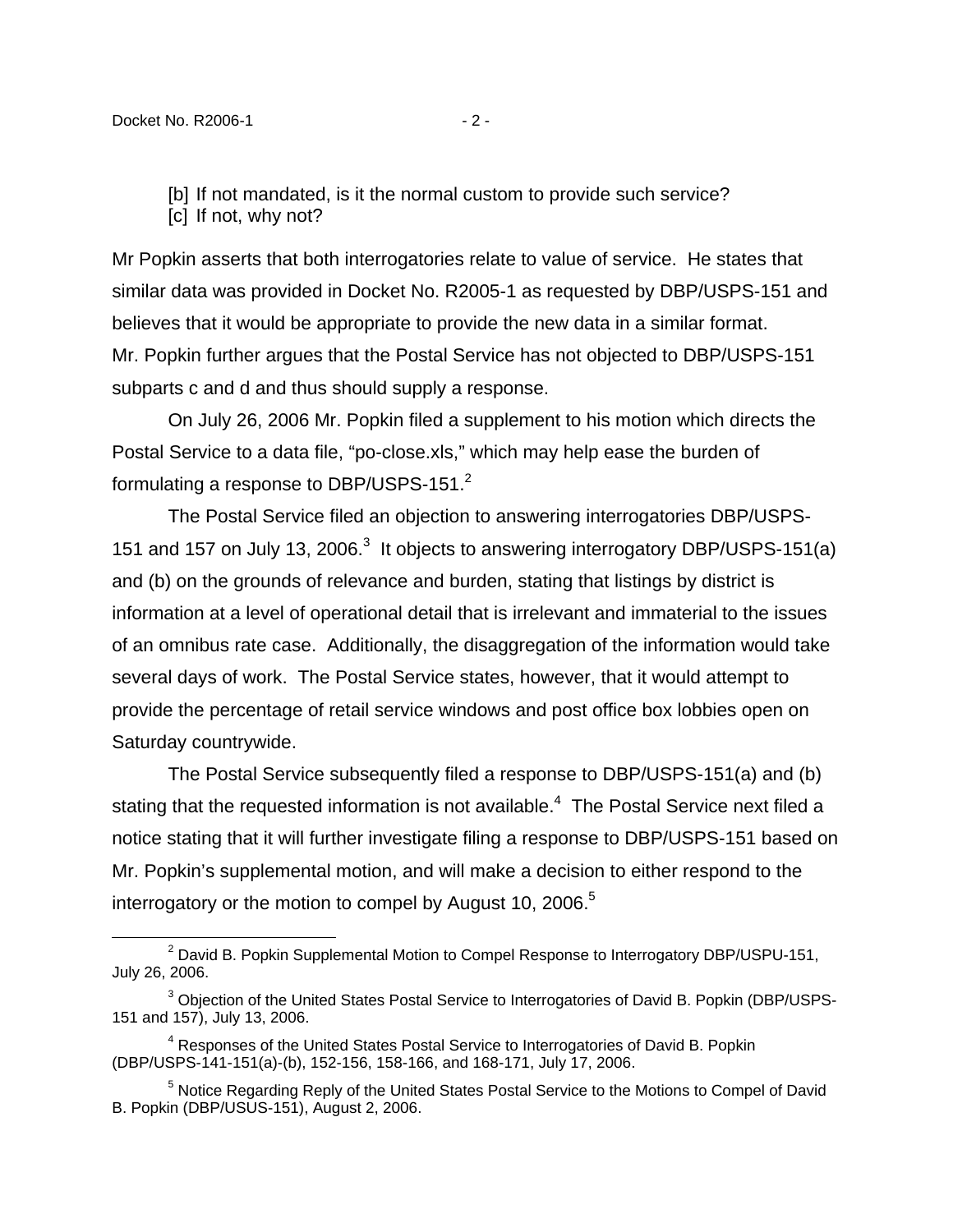[b] If not mandated, is it the normal custom to provide such service?
[c] If not, why not?

Mr Popkin asserts that both interrogatories relate to value of service. He states that similar data was provided in Docket No. R2005-1 as requested by DBP/USPS-151 and believes that it would be appropriate to provide the new data in a similar format. Mr. Popkin further argues that the Postal Service has not objected to DBP/USPS-151 subparts c and d and thus should supply a response.

On July 26, 2006 Mr. Popkin filed a supplement to his motion which directs the Postal Service to a data file, "po-close.xls," which may help ease the burden of formulating a response to DBP/USPS-151.[2]

The Postal Service filed an objection to answering interrogatories DBP/USPS-151 and 157 on July 13, 2006.[3] It objects to answering interrogatory DBP/USPS-151(a) and (b) on the grounds of relevance and burden, stating that listings by district is information at a level of operational detail that is irrelevant and immaterial to the issues of an omnibus rate case. Additionally, the disaggregation of the information would take several days of work. The Postal Service states, however, that it would attempt to provide the percentage of retail service windows and post office box lobbies open on Saturday countrywide.

The Postal Service subsequently filed a response to DBP/USPS-151(a) and (b) stating that the requested information is not available.[4] The Postal Service next filed a notice stating that it will further investigate filing a response to DBP/USPS-151 based on Mr. Popkin's supplemental motion, and will make a decision to either respond to the interrogatory or the motion to compel by August 10, 2006.[5]

---

[2] David B. Popkin Supplemental Motion to Compel Response to Interrogatory DBP/USPU-151, July 26, 2006.

[3] Objection of the United States Postal Service to Interrogatories of David B. Popkin (DBP/USPS-151 and 157), July 13, 2006.

[4] Responses of the United States Postal Service to Interrogatories of David B. Popkin (DBP/USPS-141-151(a)-(b), 152-156, 158-166, and 168-171, July 17, 2006.

[5] Notice Regarding Reply of the United States Postal Service to the Motions to Compel of David B. Popkin (DBP/USUS-151), August 2, 2006.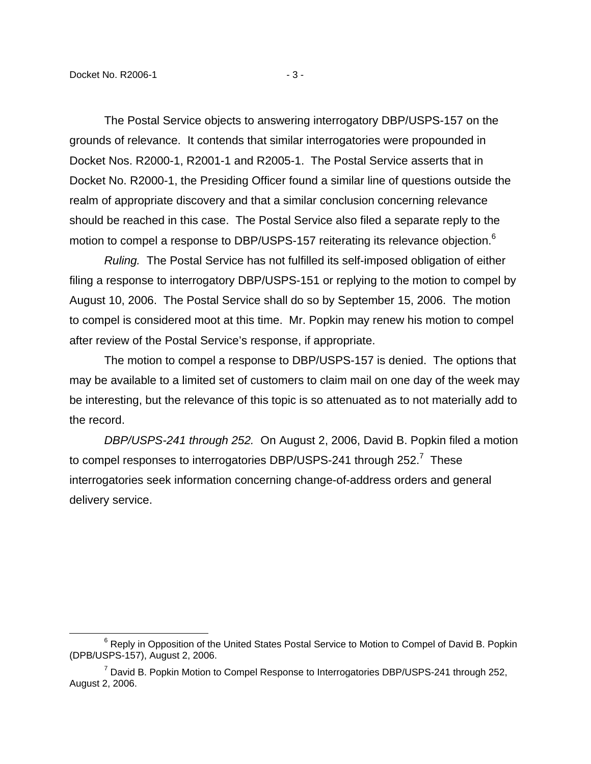The Postal Service objects to answering interrogatory DBP/USPS-157 on the grounds of relevance. It contends that similar interrogatories were propounded in Docket Nos. R2000-1, R2001-1 and R2005-1. The Postal Service asserts that in Docket No. R2000-1, the Presiding Officer found a similar line of questions outside the realm of appropriate discovery and that a similar conclusion concerning relevance should be reached in this case. The Postal Service also filed a separate reply to the motion to compel a response to DBP/USPS-157 reiterating its relevance objection.[6]

*Ruling.* The Postal Service has not fulfilled its self-imposed obligation of either filing a response to interrogatory DBP/USPS-151 or replying to the motion to compel by August 10, 2006. The Postal Service shall do so by September 15, 2006. The motion to compel is considered moot at this time. Mr. Popkin may renew his motion to compel after review of the Postal Service's response, if appropriate.

The motion to compel a response to DBP/USPS-157 is denied. The options that may be available to a limited set of customers to claim mail on one day of the week may be interesting, but the relevance of this topic is so attenuated as to not materially add to the record.

*DBP/USPS-241 through 252.* On August 2, 2006, David B. Popkin filed a motion to compel responses to interrogatories DBP/USPS-241 through 252.[7] These interrogatories seek information concerning change-of-address orders and general delivery service.

---

[6] Reply in Opposition of the United States Postal Service to Motion to Compel of David B. Popkin (DPB/USPS-157), August 2, 2006.

[7] David B. Popkin Motion to Compel Response to Interrogatories DBP/USPS-241 through 252, August 2, 2006.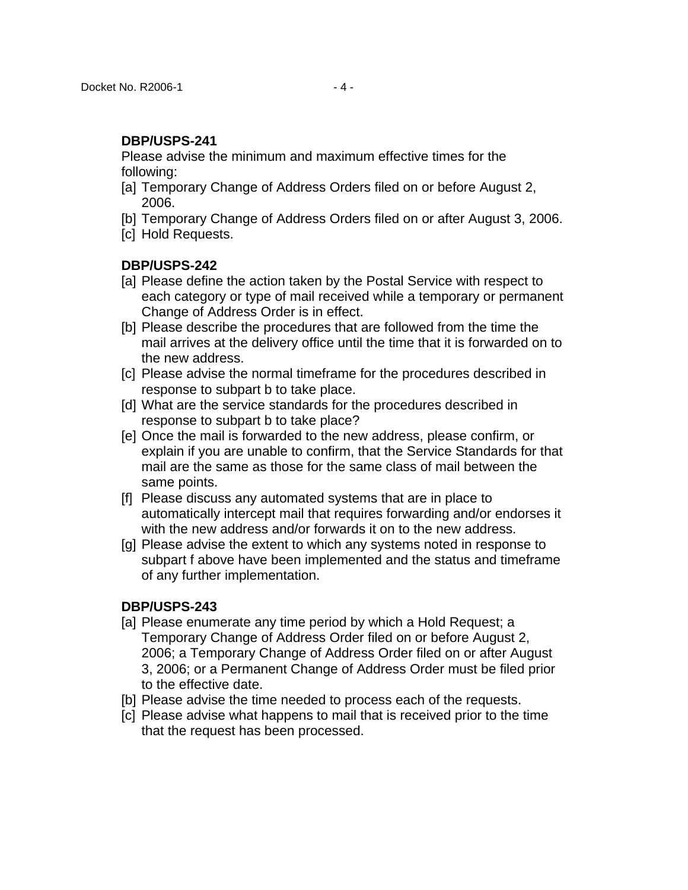**DBP/USPS-241**

Please advise the minimum and maximum effective times for the following:

[a] Temporary Change of Address Orders filed on or before August 2, 2006.

[b] Temporary Change of Address Orders filed on or after August 3, 2006.

[c] Hold Requests.

**DBP/USPS-242**

[a] Please define the action taken by the Postal Service with respect to each category or type of mail received while a temporary or permanent Change of Address Order is in effect.

[b] Please describe the procedures that are followed from the time the mail arrives at the delivery office until the time that it is forwarded on to the new address.

[c] Please advise the normal timeframe for the procedures described in response to subpart b to take place.

[d] What are the service standards for the procedures described in response to subpart b to take place?

[e] Once the mail is forwarded to the new address, please confirm, or explain if you are unable to confirm, that the Service Standards for that mail are the same as those for the same class of mail between the same points.

[f] Please discuss any automated systems that are in place to automatically intercept mail that requires forwarding and/or endorses it with the new address and/or forwards it on to the new address.

[g] Please advise the extent to which any systems noted in response to subpart f above have been implemented and the status and timeframe of any further implementation.

**DBP/USPS-243**

[a] Please enumerate any time period by which a Hold Request; a Temporary Change of Address Order filed on or before August 2, 2006; a Temporary Change of Address Order filed on or after August 3, 2006; or a Permanent Change of Address Order must be filed prior to the effective date.

[b] Please advise the time needed to process each of the requests.

[c] Please advise what happens to mail that is received prior to the time that the request has been processed.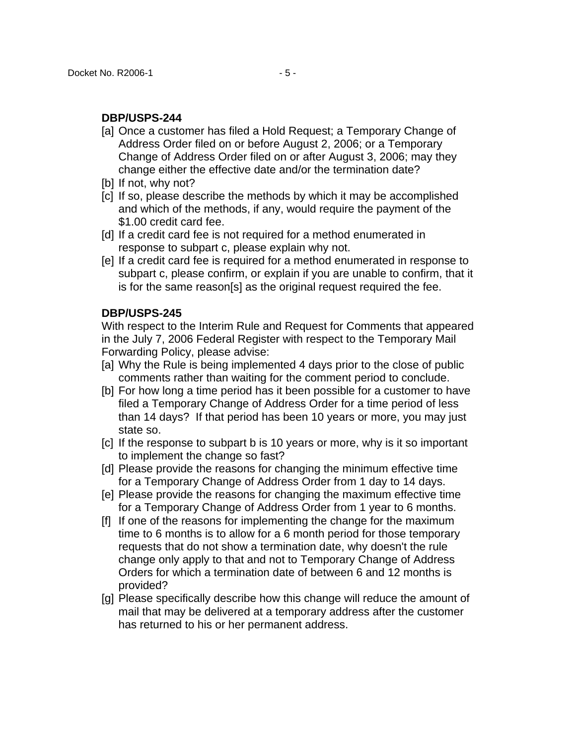**DBP/USPS-244**

[a] Once a customer has filed a Hold Request; a Temporary Change of Address Order filed on or before August 2, 2006; or a Temporary Change of Address Order filed on or after August 3, 2006; may they change either the effective date and/or the termination date?

[b] If not, why not?

[c] If so, please describe the methods by which it may be accomplished and which of the methods, if any, would require the payment of the $1.00 credit card fee.

[d] If a credit card fee is not required for a method enumerated in response to subpart c, please explain why not.

[e] If a credit card fee is required for a method enumerated in response to subpart c, please confirm, or explain if you are unable to confirm, that it is for the same reason[s] as the original request required the fee.

**DBP/USPS-245**

With respect to the Interim Rule and Request for Comments that appeared in the July 7, 2006 Federal Register with respect to the Temporary Mail Forwarding Policy, please advise:

[a] Why the Rule is being implemented 4 days prior to the close of public comments rather than waiting for the comment period to conclude.

[b] For how long a time period has it been possible for a customer to have filed a Temporary Change of Address Order for a time period of less than 14 days? If that period has been 10 years or more, you may just state so.

[c] If the response to subpart b is 10 years or more, why is it so important to implement the change so fast?

[d] Please provide the reasons for changing the minimum effective time for a Temporary Change of Address Order from 1 day to 14 days.

[e] Please provide the reasons for changing the maximum effective time for a Temporary Change of Address Order from 1 year to 6 months.

[f] If one of the reasons for implementing the change for the maximum time to 6 months is to allow for a 6 month period for those temporary requests that do not show a termination date, why doesn't the rule change only apply to that and not to Temporary Change of Address Orders for which a termination date of between 6 and 12 months is provided?

[g] Please specifically describe how this change will reduce the amount of mail that may be delivered at a temporary address after the customer has returned to his or her permanent address.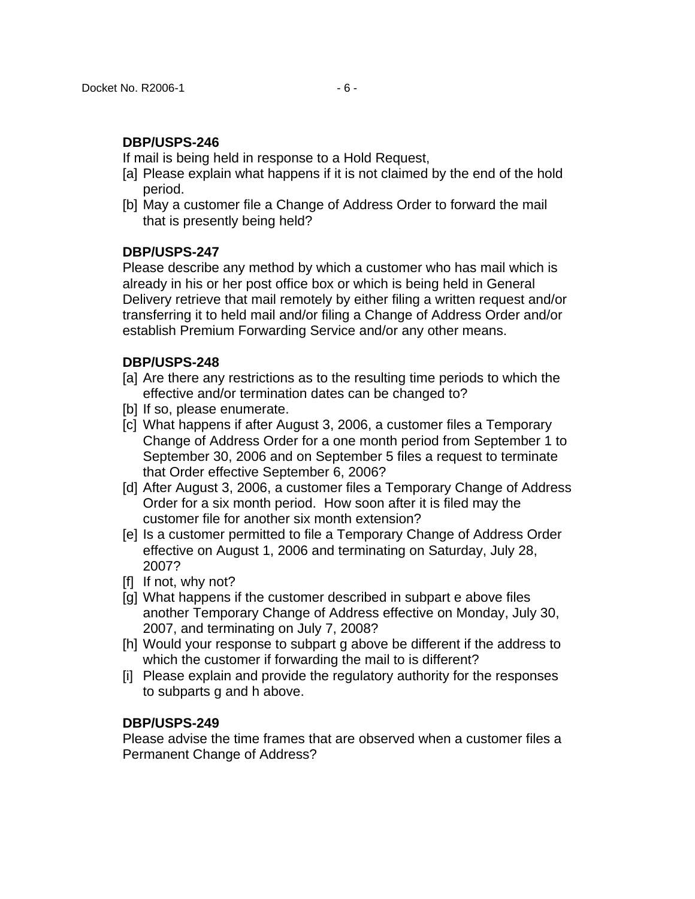**DBP/USPS-246**

If mail is being held in response to a Hold Request,

[a] Please explain what happens if it is not claimed by the end of the hold period.

[b] May a customer file a Change of Address Order to forward the mail that is presently being held?

**DBP/USPS-247**

Please describe any method by which a customer who has mail which is already in his or her post office box or which is being held in General Delivery retrieve that mail remotely by either filing a written request and/or transferring it to held mail and/or filing a Change of Address Order and/or establish Premium Forwarding Service and/or any other means.

**DBP/USPS-248**

[a] Are there any restrictions as to the resulting time periods to which the effective and/or termination dates can be changed to?

[b] If so, please enumerate.

[c] What happens if after August 3, 2006, a customer files a Temporary Change of Address Order for a one month period from September 1 to September 30, 2006 and on September 5 files a request to terminate that Order effective September 6, 2006?

[d] After August 3, 2006, a customer files a Temporary Change of Address Order for a six month period. How soon after it is filed may the customer file for another six month extension?

[e] Is a customer permitted to file a Temporary Change of Address Order effective on August 1, 2006 and terminating on Saturday, July 28, 2007?

[f] If not, why not?

[g] What happens if the customer described in subpart e above files another Temporary Change of Address effective on Monday, July 30, 2007, and terminating on July 7, 2008?

[h] Would your response to subpart g above be different if the address to which the customer if forwarding the mail to is different?

[i] Please explain and provide the regulatory authority for the responses to subparts g and h above.

**DBP/USPS-249**

Please advise the time frames that are observed when a customer files a Permanent Change of Address?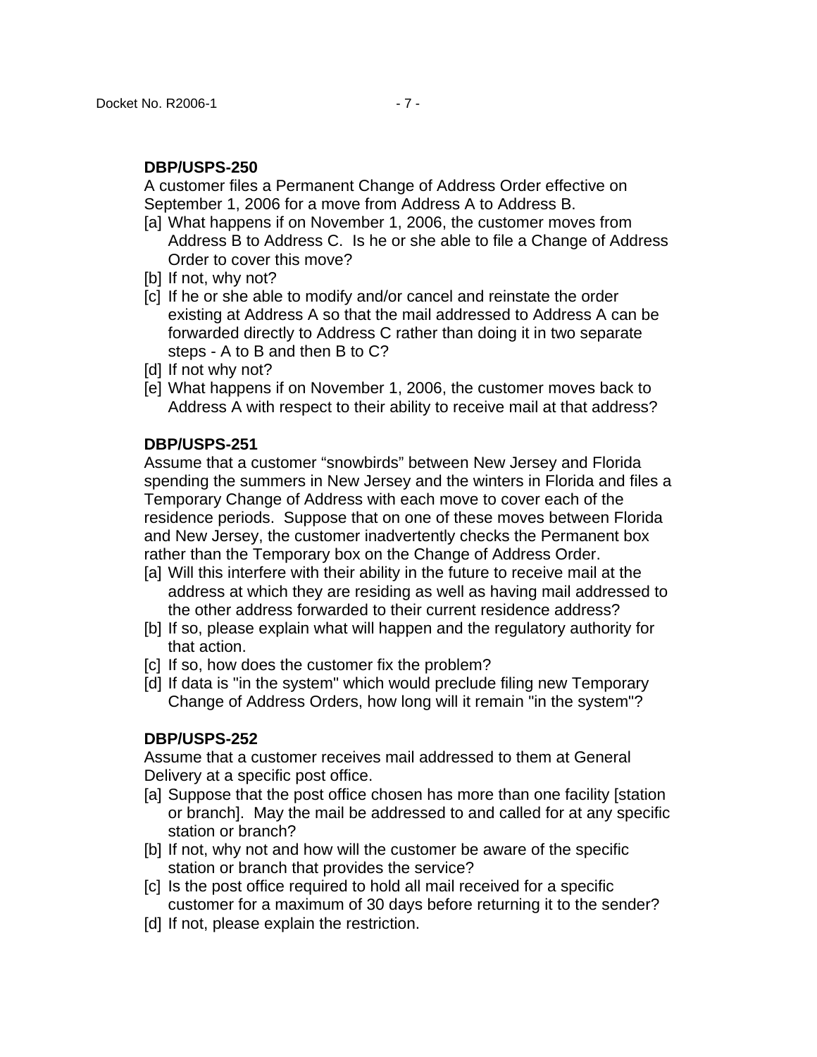**DBP/USPS-250**

A customer files a Permanent Change of Address Order effective on September 1, 2006 for a move from Address A to Address B.

[a] What happens if on November 1, 2006, the customer moves from Address B to Address C. Is he or she able to file a Change of Address Order to cover this move?

[b] If not, why not?

[c] If he or she able to modify and/or cancel and reinstate the order existing at Address A so that the mail addressed to Address A can be forwarded directly to Address C rather than doing it in two separate steps - A to B and then B to C?

[d] If not why not?

[e] What happens if on November 1, 2006, the customer moves back to Address A with respect to their ability to receive mail at that address?

**DBP/USPS-251**

Assume that a customer “snowbirds” between New Jersey and Florida spending the summers in New Jersey and the winters in Florida and files a Temporary Change of Address with each move to cover each of the residence periods. Suppose that on one of these moves between Florida and New Jersey, the customer inadvertently checks the Permanent box rather than the Temporary box on the Change of Address Order.

[a] Will this interfere with their ability in the future to receive mail at the address at which they are residing as well as having mail addressed to the other address forwarded to their current residence address?

[b] If so, please explain what will happen and the regulatory authority for that action.

[c] If so, how does the customer fix the problem?

[d] If data is "in the system" which would preclude filing new Temporary Change of Address Orders, how long will it remain "in the system"?

**DBP/USPS-252**

Assume that a customer receives mail addressed to them at General Delivery at a specific post office.

[a] Suppose that the post office chosen has more than one facility [station or branch]. May the mail be addressed to and called for at any specific station or branch?

[b] If not, why not and how will the customer be aware of the specific station or branch that provides the service?

[c] Is the post office required to hold all mail received for a specific customer for a maximum of 30 days before returning it to the sender?

[d] If not, please explain the restriction.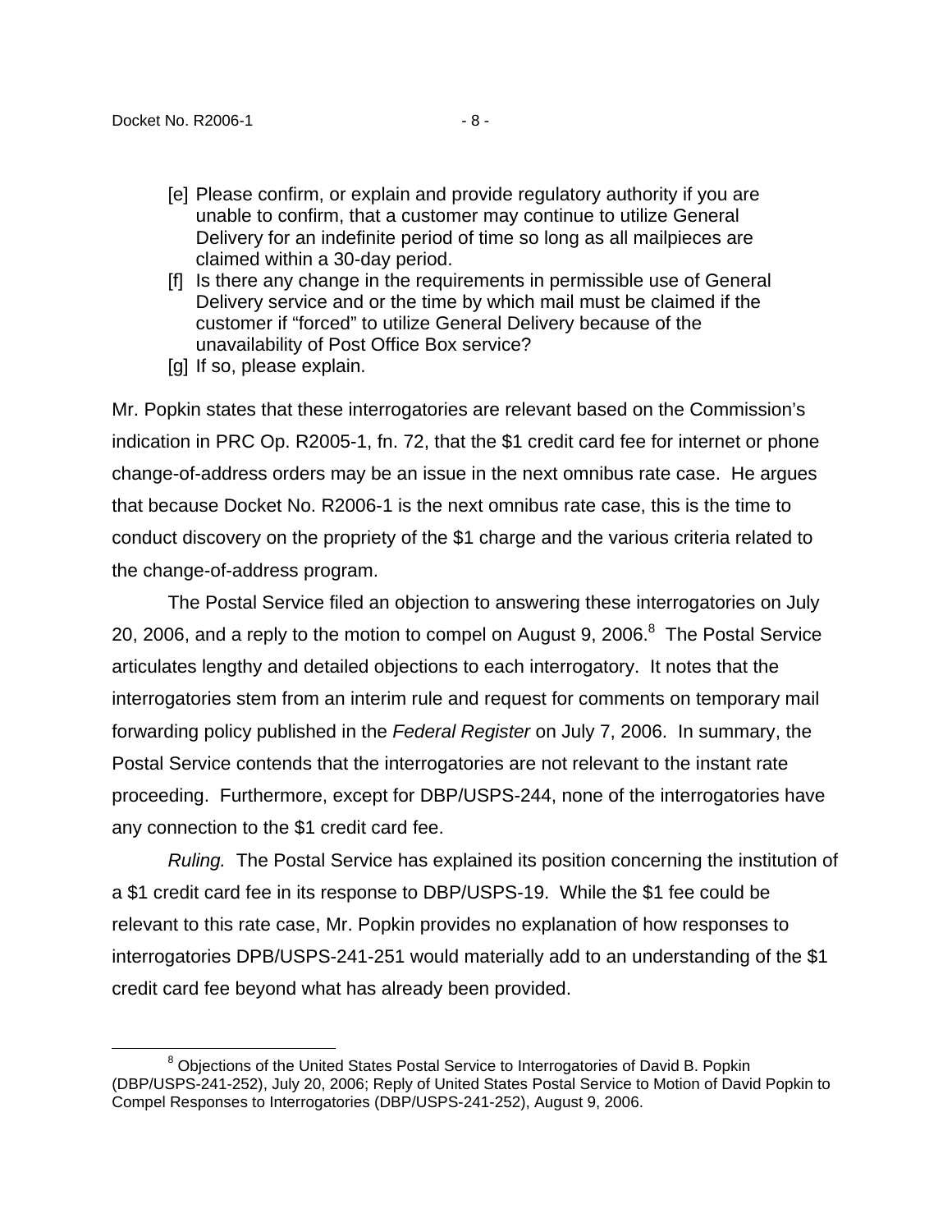[e] Please confirm, or explain and provide regulatory authority if you are unable to confirm, that a customer may continue to utilize General Delivery for an indefinite period of time so long as all mailpieces are claimed within a 30-day period.

[f] Is there any change in the requirements in permissible use of General Delivery service and or the time by which mail must be claimed if the customer if "forced" to utilize General Delivery because of the unavailability of Post Office Box service?

[g] If so, please explain.

Mr. Popkin states that these interrogatories are relevant based on the Commission's indication in PRC Op. R2005-1, fn. 72, that the $1 credit card fee for internet or phone change-of-address orders may be an issue in the next omnibus rate case. He argues that because Docket No. R2006-1 is the next omnibus rate case, this is the time to conduct discovery on the propriety of the $1 charge and the various criteria related to the change-of-address program.

The Postal Service filed an objection to answering these interrogatories on July 20, 2006, and a reply to the motion to compel on August 9, 2006.[8] The Postal Service articulates lengthy and detailed objections to each interrogatory. It notes that the interrogatories stem from an interim rule and request for comments on temporary mail forwarding policy published in the *Federal Register* on July 7, 2006. In summary, the Postal Service contends that the interrogatories are not relevant to the instant rate proceeding. Furthermore, except for DBP/USPS-244, none of the interrogatories have any connection to the $1 credit card fee.

*Ruling.* The Postal Service has explained its position concerning the institution of a $1 credit card fee in its response to DBP/USPS-19. While the $1 fee could be relevant to this rate case, Mr. Popkin provides no explanation of how responses to interrogatories DPB/USPS-241-251 would materially add to an understanding of the $1 credit card fee beyond what has already been provided.

[8] Objections of the United States Postal Service to Interrogatories of David B. Popkin (DBP/USPS-241-252), July 20, 2006; Reply of United States Postal Service to Motion of David Popkin to Compel Responses to Interrogatories (DBP/USPS-241-252), August 9, 2006.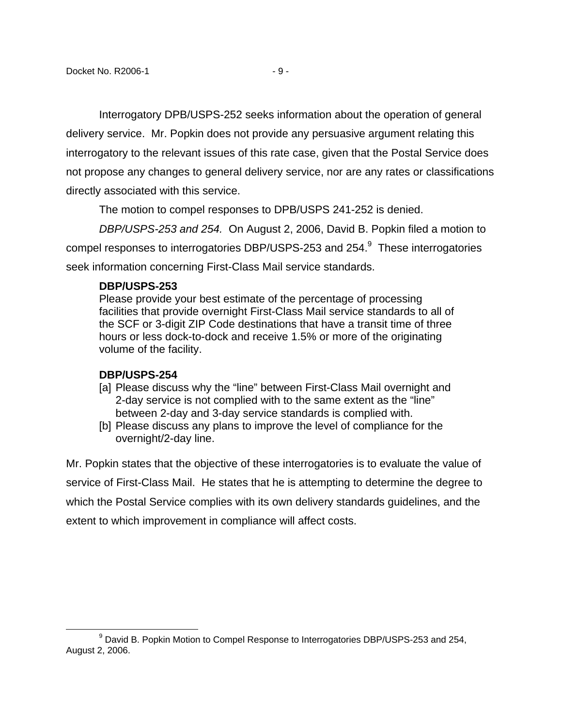Interrogatory DPB/USPS-252 seeks information about the operation of general delivery service. Mr. Popkin does not provide any persuasive argument relating this interrogatory to the relevant issues of this rate case, given that the Postal Service does not propose any changes to general delivery service, nor are any rates or classifications directly associated with this service.

The motion to compel responses to DPB/USPS 241-252 is denied.

*DBP/USPS-253 and 254.* On August 2, 2006, David B. Popkin filed a motion to compel responses to interrogatories DBP/USPS-253 and 254.[9] These interrogatories seek information concerning First-Class Mail service standards.

> **DBP/USPS-253**
> Please provide your best estimate of the percentage of processing facilities that provide overnight First-Class Mail service standards to all of the SCF or 3-digit ZIP Code destinations that have a transit time of three hours or less dock-to-dock and receive 1.5% or more of the originating volume of the facility.
>
> **DBP/USPS-254**
> [a] Please discuss why the "line" between First-Class Mail overnight and 2-day service is not complied with to the same extent as the "line" between 2-day and 3-day service standards is complied with.
> [b] Please discuss any plans to improve the level of compliance for the overnight/2-day line.

Mr. Popkin states that the objective of these interrogatories is to evaluate the value of service of First-Class Mail. He states that he is attempting to determine the degree to which the Postal Service complies with its own delivery standards guidelines, and the extent to which improvement in compliance will affect costs.

---

[9] David B. Popkin Motion to Compel Response to Interrogatories DBP/USPS-253 and 254, August 2, 2006.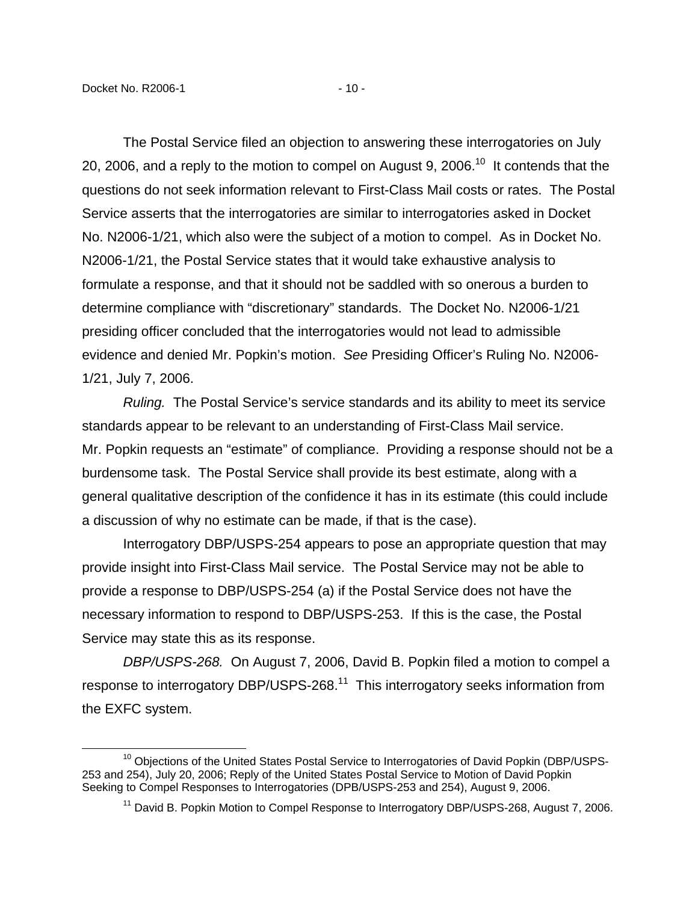The Postal Service filed an objection to answering these interrogatories on July 20, 2006, and a reply to the motion to compel on August 9, 2006.[10] It contends that the questions do not seek information relevant to First-Class Mail costs or rates. The Postal Service asserts that the interrogatories are similar to interrogatories asked in Docket No. N2006-1/21, which also were the subject of a motion to compel. As in Docket No. N2006-1/21, the Postal Service states that it would take exhaustive analysis to formulate a response, and that it should not be saddled with so onerous a burden to determine compliance with "discretionary" standards. The Docket No. N2006-1/21 presiding officer concluded that the interrogatories would not lead to admissible evidence and denied Mr. Popkin's motion. *See* Presiding Officer's Ruling No. N2006-1/21, July 7, 2006.

*Ruling.* The Postal Service's service standards and its ability to meet its service standards appear to be relevant to an understanding of First-Class Mail service. Mr. Popkin requests an "estimate" of compliance. Providing a response should not be a burdensome task. The Postal Service shall provide its best estimate, along with a general qualitative description of the confidence it has in its estimate (this could include a discussion of why no estimate can be made, if that is the case).

Interrogatory DBP/USPS-254 appears to pose an appropriate question that may provide insight into First-Class Mail service. The Postal Service may not be able to provide a response to DBP/USPS-254 (a) if the Postal Service does not have the necessary information to respond to DBP/USPS-253. If this is the case, the Postal Service may state this as its response.

*DBP/USPS-268.* On August 7, 2006, David B. Popkin filed a motion to compel a response to interrogatory DBP/USPS-268.[11] This interrogatory seeks information from the EXFC system.

---

[10] Objections of the United States Postal Service to Interrogatories of David Popkin (DBP/USPS-253 and 254), July 20, 2006; Reply of the United States Postal Service to Motion of David Popkin Seeking to Compel Responses to Interrogatories (DPB/USPS-253 and 254), August 9, 2006.

[11] David B. Popkin Motion to Compel Response to Interrogatory DBP/USPS-268, August 7, 2006.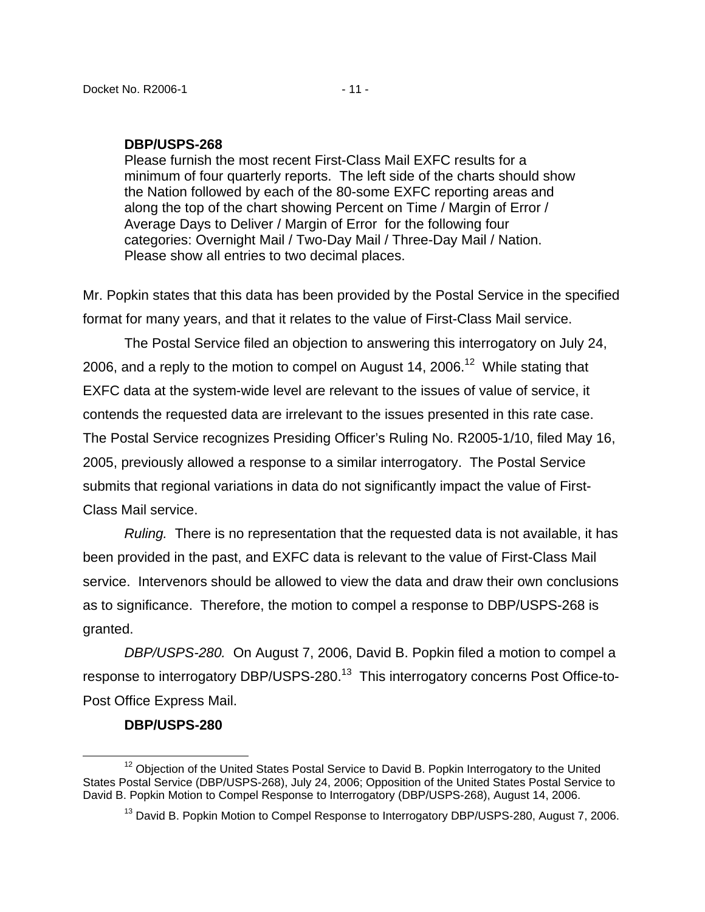**DBP/USPS-268**

Please furnish the most recent First-Class Mail EXFC results for a minimum of four quarterly reports. The left side of the charts should show the Nation followed by each of the 80-some EXFC reporting areas and along the top of the chart showing Percent on Time / Margin of Error / Average Days to Deliver / Margin of Error for the following four categories: Overnight Mail / Two-Day Mail / Three-Day Mail / Nation. Please show all entries to two decimal places.

Mr. Popkin states that this data has been provided by the Postal Service in the specified format for many years, and that it relates to the value of First-Class Mail service.

The Postal Service filed an objection to answering this interrogatory on July 24, 2006, and a reply to the motion to compel on August 14, 2006.[12] While stating that EXFC data at the system-wide level are relevant to the issues of value of service, it contends the requested data are irrelevant to the issues presented in this rate case. The Postal Service recognizes Presiding Officer's Ruling No. R2005-1/10, filed May 16, 2005, previously allowed a response to a similar interrogatory. The Postal Service submits that regional variations in data do not significantly impact the value of First-Class Mail service.

*Ruling.* There is no representation that the requested data is not available, it has been provided in the past, and EXFC data is relevant to the value of First-Class Mail service. Intervenors should be allowed to view the data and draw their own conclusions as to significance. Therefore, the motion to compel a response to DBP/USPS-268 is granted.

*DBP/USPS-280.* On August 7, 2006, David B. Popkin filed a motion to compel a response to interrogatory DBP/USPS-280.[13] This interrogatory concerns Post Office-to-Post Office Express Mail.

**DBP/USPS-280**

---

[12] Objection of the United States Postal Service to David B. Popkin Interrogatory to the United States Postal Service (DBP/USPS-268), July 24, 2006; Opposition of the United States Postal Service to David B. Popkin Motion to Compel Response to Interrogatory (DBP/USPS-268), August 14, 2006.

[13] David B. Popkin Motion to Compel Response to Interrogatory DBP/USPS-280, August 7, 2006.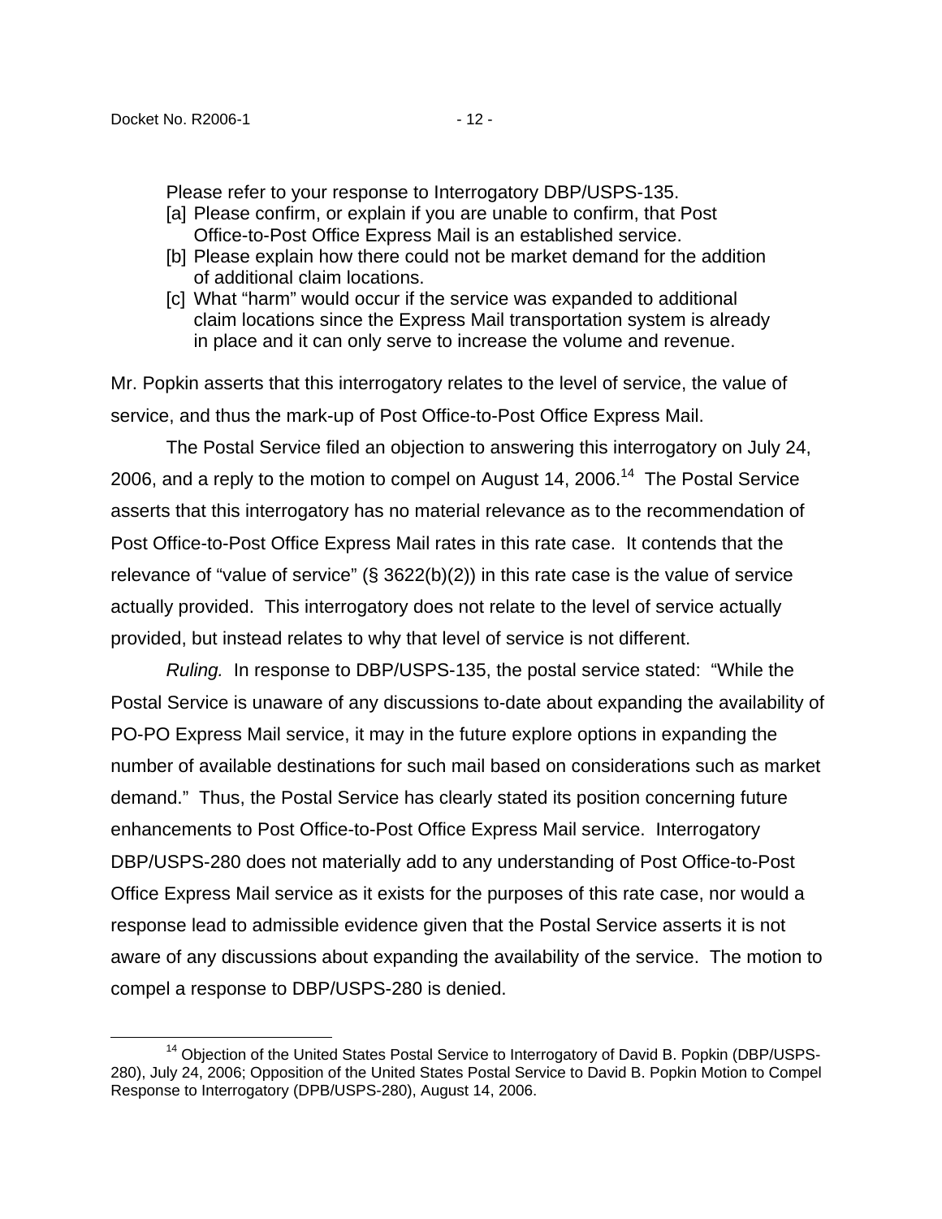> Please refer to your response to Interrogatory DBP/USPS-135.
> [a] Please confirm, or explain if you are unable to confirm, that Post Office-to-Post Office Express Mail is an established service.
> [b] Please explain how there could not be market demand for the addition of additional claim locations.
> [c] What "harm" would occur if the service was expanded to additional claim locations since the Express Mail transportation system is already in place and it can only serve to increase the volume and revenue.

Mr. Popkin asserts that this interrogatory relates to the level of service, the value of service, and thus the mark-up of Post Office-to-Post Office Express Mail.

The Postal Service filed an objection to answering this interrogatory on July 24, 2006, and a reply to the motion to compel on August 14, 2006.[14] The Postal Service asserts that this interrogatory has no material relevance as to the recommendation of Post Office-to-Post Office Express Mail rates in this rate case. It contends that the relevance of "value of service" (§ 3622(b)(2)) in this rate case is the value of service actually provided. This interrogatory does not relate to the level of service actually provided, but instead relates to why that level of service is not different.

*Ruling.* In response to DBP/USPS-135, the postal service stated: "While the Postal Service is unaware of any discussions to-date about expanding the availability of PO-PO Express Mail service, it may in the future explore options in expanding the number of available destinations for such mail based on considerations such as market demand." Thus, the Postal Service has clearly stated its position concerning future enhancements to Post Office-to-Post Office Express Mail service. Interrogatory DBP/USPS-280 does not materially add to any understanding of Post Office-to-Post Office Express Mail service as it exists for the purposes of this rate case, nor would a response lead to admissible evidence given that the Postal Service asserts it is not aware of any discussions about expanding the availability of the service. The motion to compel a response to DBP/USPS-280 is denied.

---

[14] Objection of the United States Postal Service to Interrogatory of David B. Popkin (DBP/USPS-280), July 24, 2006; Opposition of the United States Postal Service to David B. Popkin Motion to Compel Response to Interrogatory (DPB/USPS-280), August 14, 2006.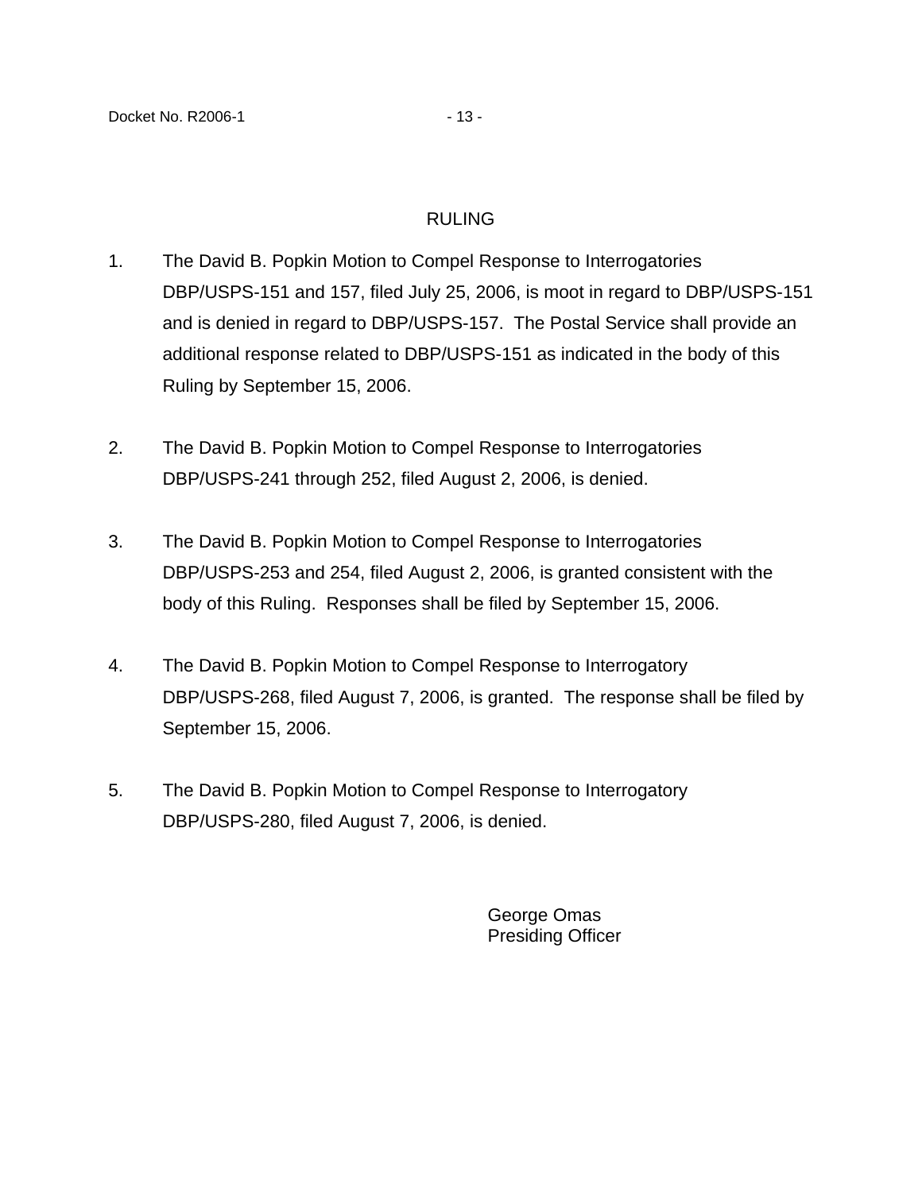## RULING

1. The David B. Popkin Motion to Compel Response to Interrogatories DBP/USPS-151 and 157, filed July 25, 2006, is moot in regard to DBP/USPS-151 and is denied in regard to DBP/USPS-157. The Postal Service shall provide an additional response related to DBP/USPS-151 as indicated in the body of this Ruling by September 15, 2006.

2. The David B. Popkin Motion to Compel Response to Interrogatories DBP/USPS-241 through 252, filed August 2, 2006, is denied.

3. The David B. Popkin Motion to Compel Response to Interrogatories DBP/USPS-253 and 254, filed August 2, 2006, is granted consistent with the body of this Ruling. Responses shall be filed by September 15, 2006.

4. The David B. Popkin Motion to Compel Response to Interrogatory DBP/USPS-268, filed August 7, 2006, is granted. The response shall be filed by September 15, 2006.

5. The David B. Popkin Motion to Compel Response to Interrogatory DBP/USPS-280, filed August 7, 2006, is denied.

George Omas
Presiding Officer